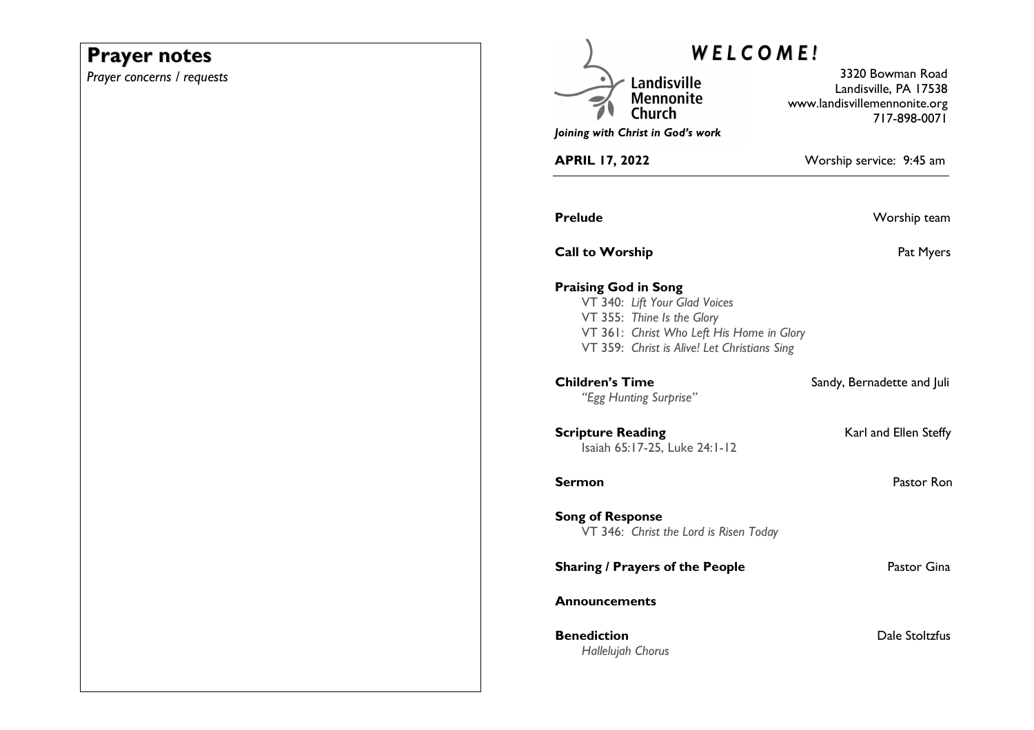# Prayer notes

*Prayer concerns / requests*

# *WELCOME!*

Landisville Mennonite Church

*Joining with Christ in God's work*

3320 Bowman Road
Landisville, PA 17538
www.landisvillemennonite.org
717-898-0071

**APRIL 17, 2022** — Worship service: 9:45 am

**Prelude** — Worship team

**Call to Worship** — Pat Myers

**Praising God in Song**

VT 340: *Lift Your Glad Voices*
VT 355: *Thine Is the Glory*
VT 361: *Christ Who Left His Home in Glory*
VT 359: *Christ is Alive! Let Christians Sing*

**Children's Time** — Sandy, Bernadette and Juli

*"Egg Hunting Surprise"*

**Scripture Reading** — Karl and Ellen Steffy

Isaiah 65:17-25, Luke 24:1-12

**Sermon** — Pastor Ron

**Song of Response**

VT 346: *Christ the Lord is Risen Today*

**Sharing / Prayers of the People** — Pastor Gina

**Announcements**

**Benediction** — Dale Stoltzfus

*Hallelujah Chorus*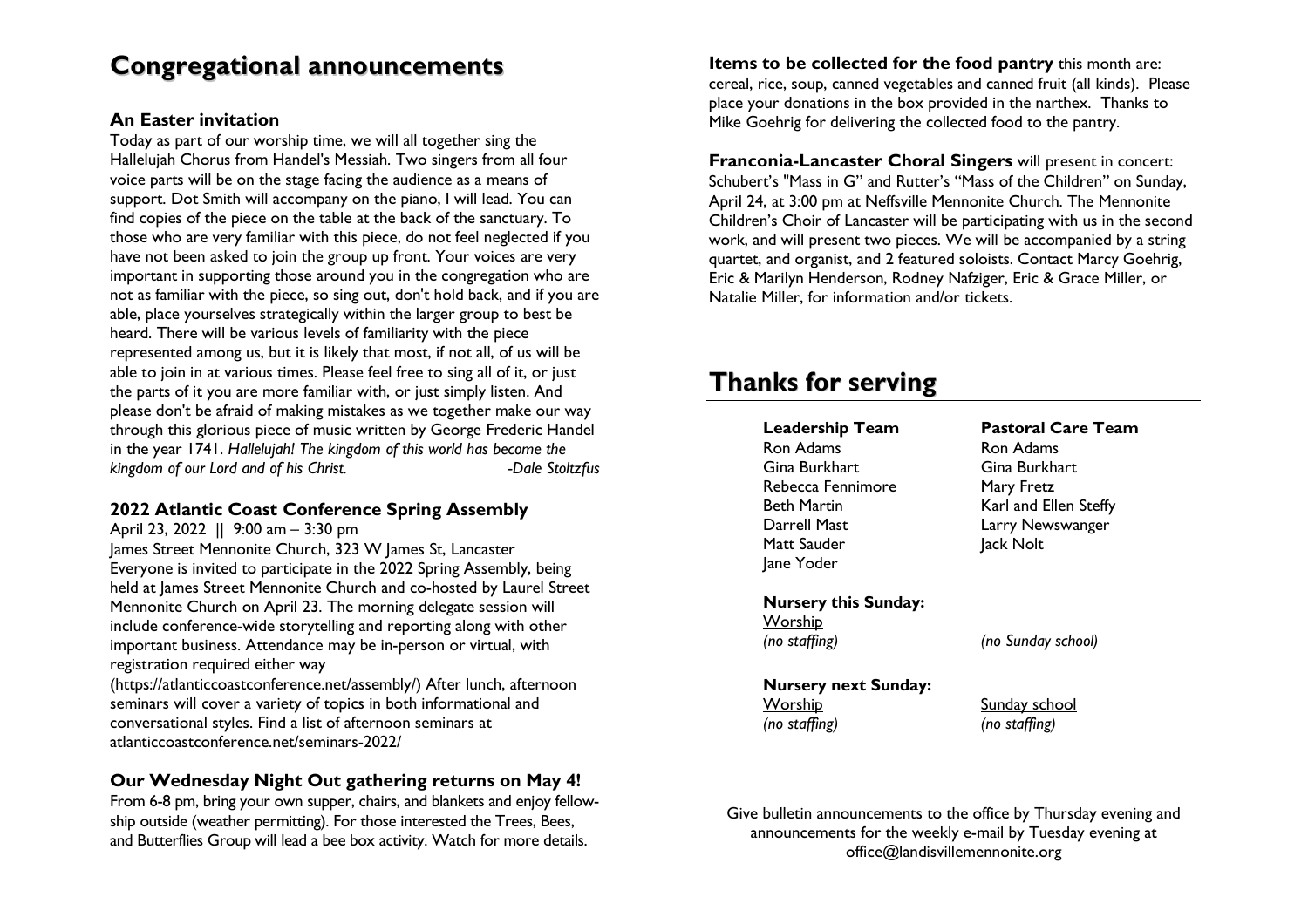# Congregational announcements

### An Easter invitation

Today as part of our worship time, we will all together sing the Hallelujah Chorus from Handel's Messiah. Two singers from all four voice parts will be on the stage facing the audience as a means of support. Dot Smith will accompany on the piano, I will lead. You can find copies of the piece on the table at the back of the sanctuary. To those who are very familiar with this piece, do not feel neglected if you have not been asked to join the group up front. Your voices are very important in supporting those around you in the congregation who are not as familiar with the piece, so sing out, don't hold back, and if you are able, place yourselves strategically within the larger group to best be heard. There will be various levels of familiarity with the piece represented among us, but it is likely that most, if not all, of us will be able to join in at various times. Please feel free to sing all of it, or just the parts of it you are more familiar with, or just simply listen. And please don't be afraid of making mistakes as we together make our way through this glorious piece of music written by George Frederic Handel in the year 1741. *Hallelujah! The kingdom of this world has become the kingdom of our Lord and of his Christ.* *-Dale Stoltzfus*

### 2022 Atlantic Coast Conference Spring Assembly

April 23, 2022 || 9:00 am – 3:30 pm
James Street Mennonite Church, 323 W James St, Lancaster
Everyone is invited to participate in the 2022 Spring Assembly, being held at James Street Mennonite Church and co-hosted by Laurel Street Mennonite Church on April 23. The morning delegate session will include conference-wide storytelling and reporting along with other important business. Attendance may be in-person or virtual, with registration required either way (https://atlanticcoastconference.net/assembly/) After lunch, afternoon seminars will cover a variety of topics in both informational and conversational styles. Find a list of afternoon seminars at atlanticcoastconference.net/seminars-2022/

### Our Wednesday Night Out gathering returns on May 4!

From 6-8 pm, bring your own supper, chairs, and blankets and enjoy fellow-ship outside (weather permitting). For those interested the Trees, Bees, and Butterflies Group will lead a bee box activity. Watch for more details.

**Items to be collected for the food pantry** this month are: cereal, rice, soup, canned vegetables and canned fruit (all kinds). Please place your donations in the box provided in the narthex. Thanks to Mike Goehrig for delivering the collected food to the pantry.

**Franconia-Lancaster Choral Singers** will present in concert: Schubert's "Mass in G" and Rutter's "Mass of the Children" on Sunday, April 24, at 3:00 pm at Neffsville Mennonite Church. The Mennonite Children's Choir of Lancaster will be participating with us in the second work, and will present two pieces. We will be accompanied by a string quartet, and organist, and 2 featured soloists. Contact Marcy Goehrig, Eric & Marilyn Henderson, Rodney Nafziger, Eric & Grace Miller, or Natalie Miller, for information and/or tickets.

# Thanks for serving

| **Leadership Team** | **Pastoral Care Team** |
|---|---|
| Ron Adams | Ron Adams |
| Gina Burkhart | Gina Burkhart |
| Rebecca Fennimore | Mary Fretz |
| Beth Martin | Karl and Ellen Steffy |
| Darrell Mast | Larry Newswanger |
| Matt Sauder | Jack Nolt |
| Jane Yoder | |

**Nursery this Sunday:**

| | |
|---|---|
| Worship | |
| *(no staffing)* | *(no Sunday school)* |

**Nursery next Sunday:**

| | |
|---|---|
| Worship | Sunday school |
| *(no staffing)* | *(no staffing)* |

Give bulletin announcements to the office by Thursday evening and announcements for the weekly e-mail by Tuesday evening at office@landisvillemennonite.org